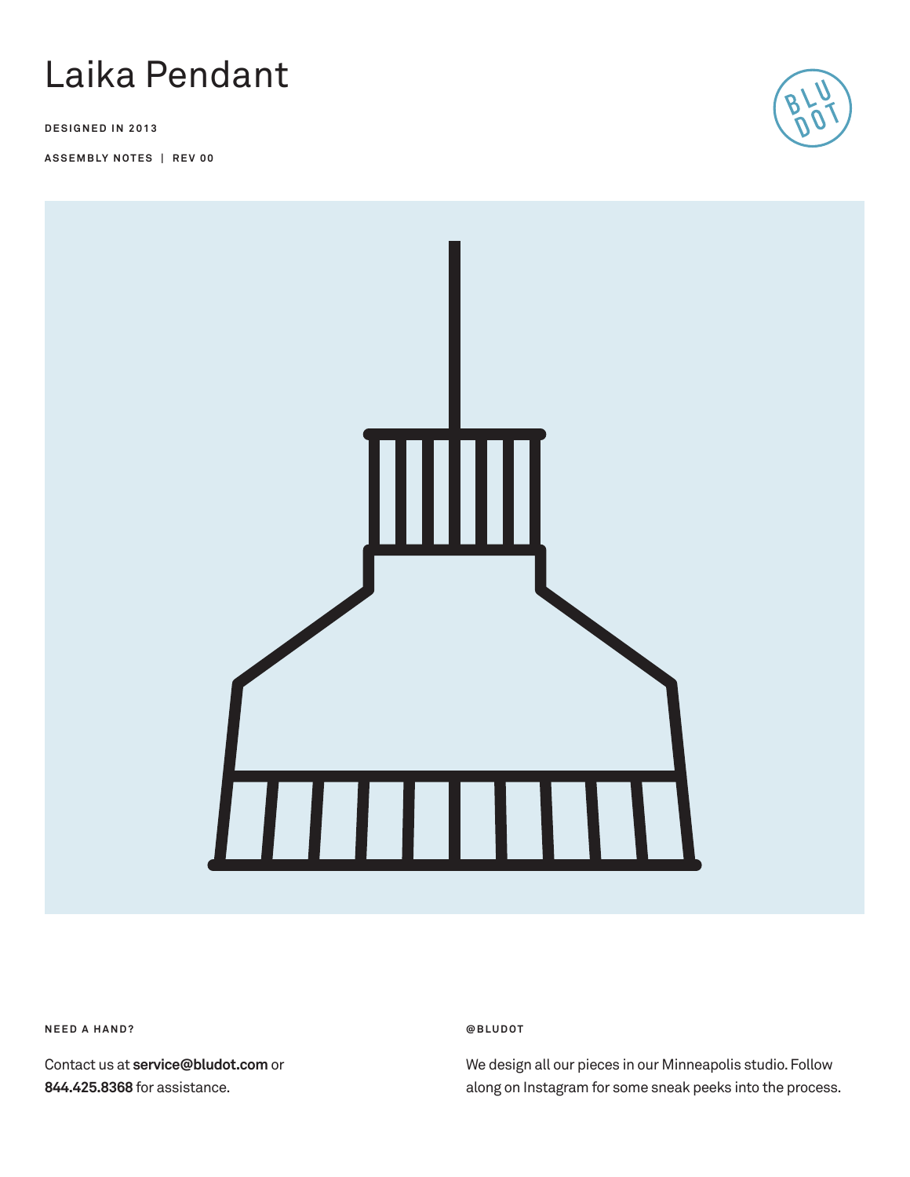# Laika Pendant

**DESIGNED IN 2013**

**ASSEMBLY NOTES | REV 00**

BLU DOT

**NEED A HAND?**

Contact us at **service@bludot.com** or **844.425.8368** for assistance.

**@BLUDOT**

We design all our pieces in our Minneapolis studio. Follow along on Instagram for some sneak peeks into the process.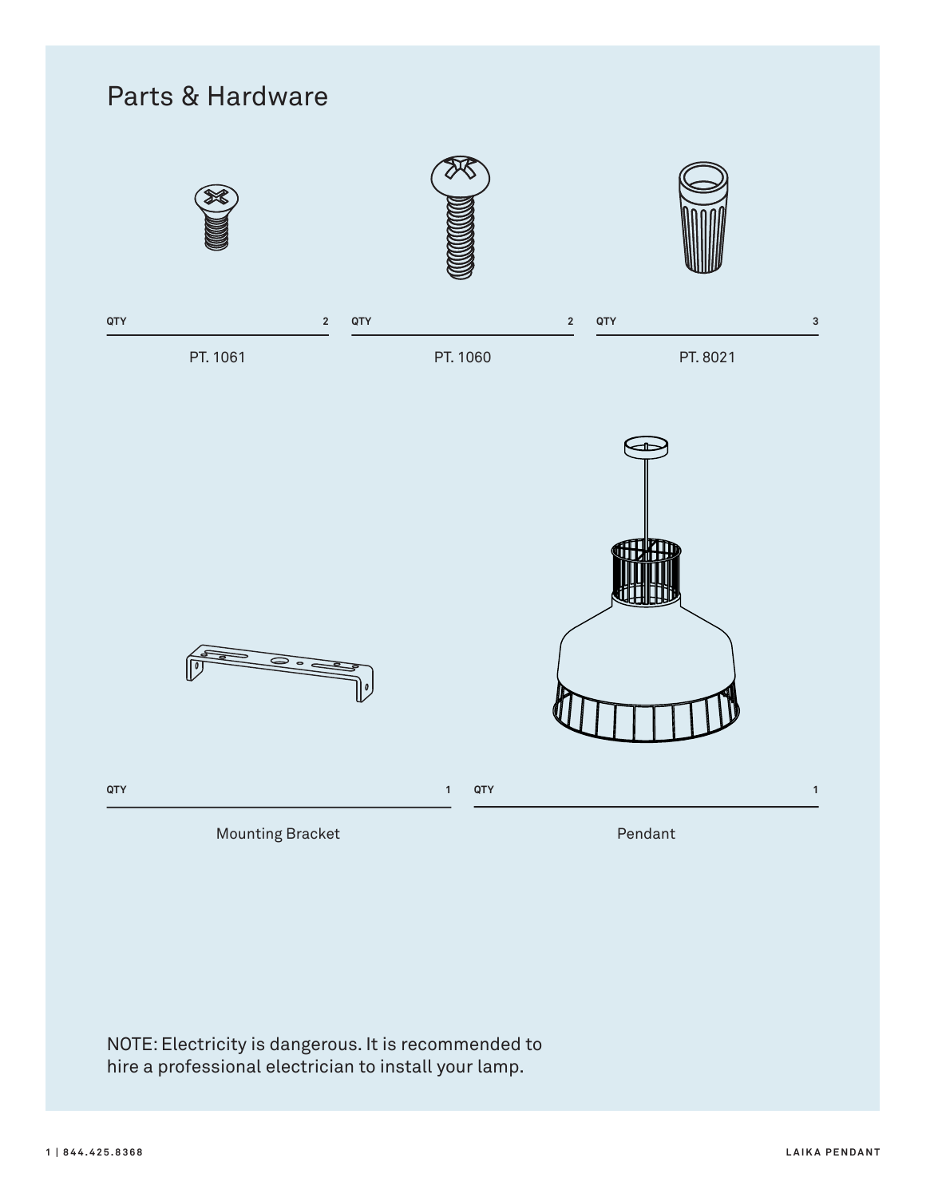# Parts & Hardware

| Part | QTY |
| --- | --- |
| PT. 1061 | 2 |
| PT. 1060 | 2 |
| PT. 8021 | 3 |
| Mounting Bracket | 1 |
| Pendant | 1 |

NOTE: Electricity is dangerous. It is recommended to hire a professional electrician to install your lamp.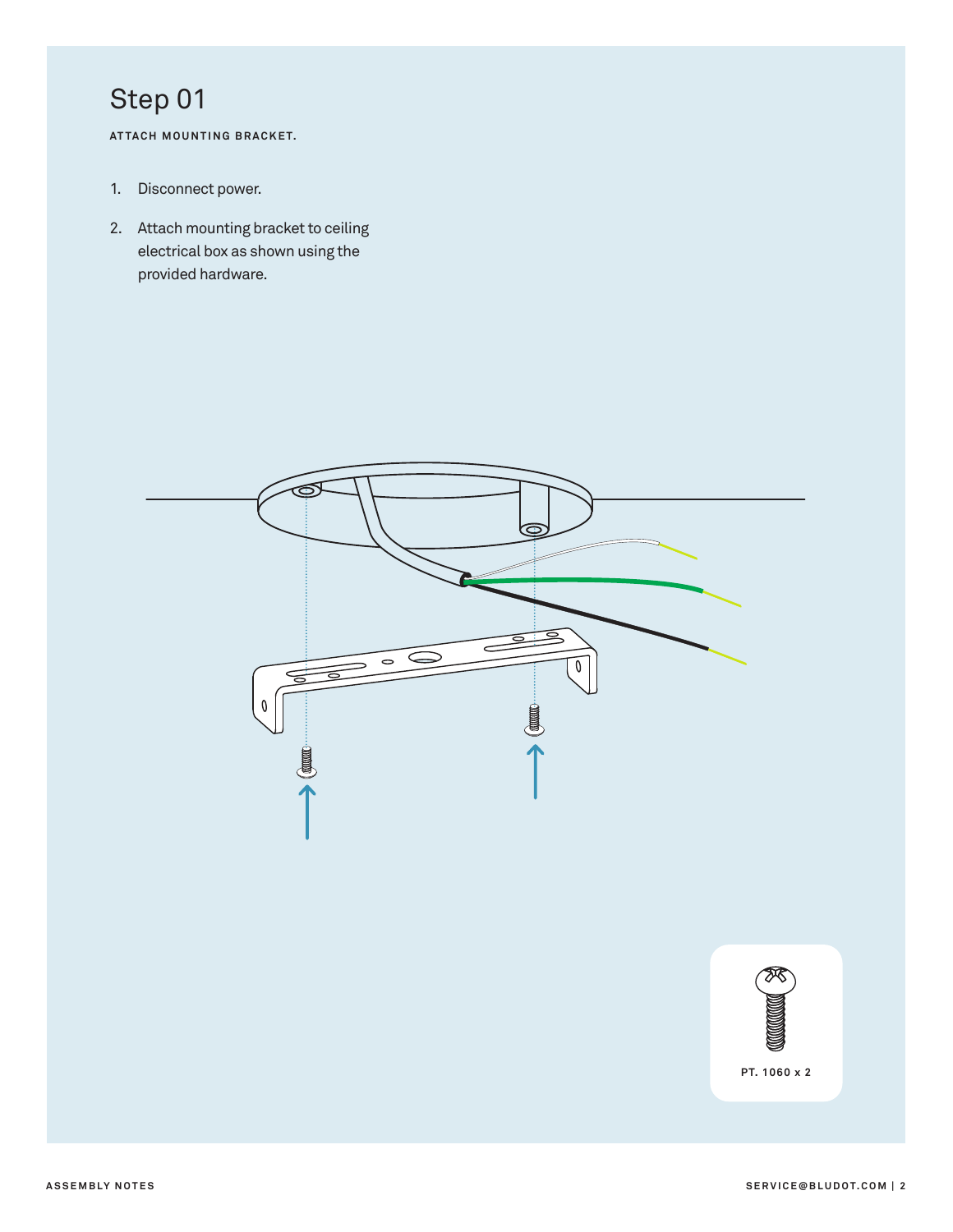# Step 01

**ATTACH MOUNTING BRACKET.**

1. Disconnect power.
2. Attach mounting bracket to ceiling electrical box as shown using the provided hardware.

PT. 1060 x 2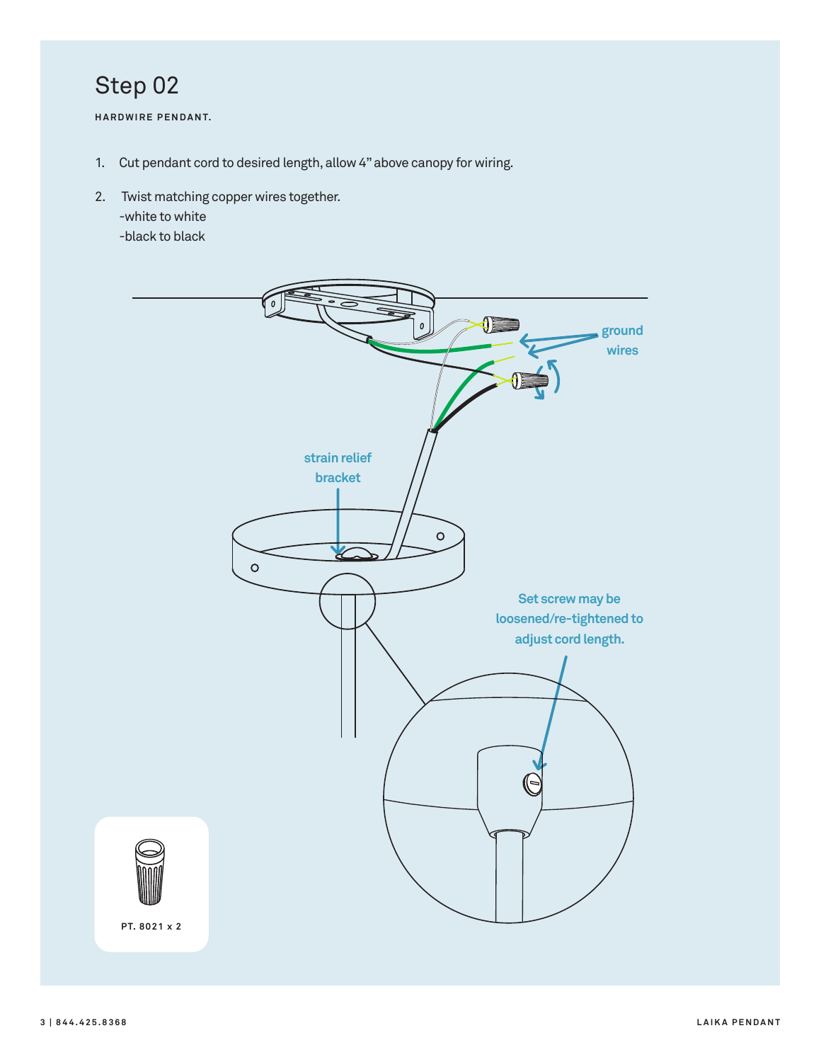# Step 02

**HARDWIRE PENDANT.**

1. Cut pendant cord to desired length, allow 4" above canopy for wiring.
2. Twist matching copper wires together.
   -white to white
   -black to black

ground wires

strain relief bracket

Set screw may be loosened/re-tightened to adjust cord length.

PT. 8021 x 2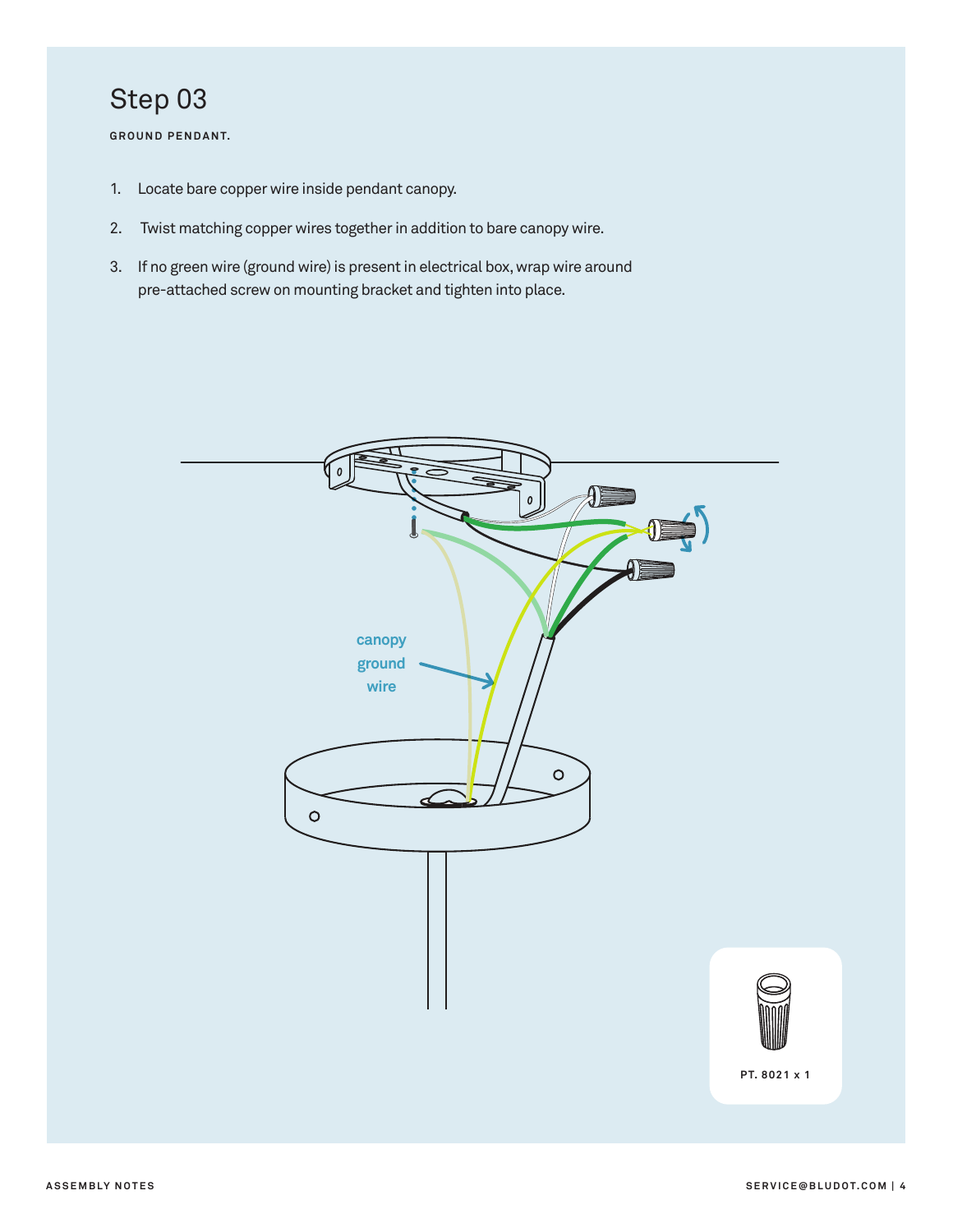# Step 03

**GROUND PENDANT.**

1. Locate bare copper wire inside pendant canopy.
2. Twist matching copper wires together in addition to bare canopy wire.
3. If no green wire (ground wire) is present in electrical box, wrap wire around pre-attached screw on mounting bracket and tighten into place.

canopy ground wire

PT. 8021 x 1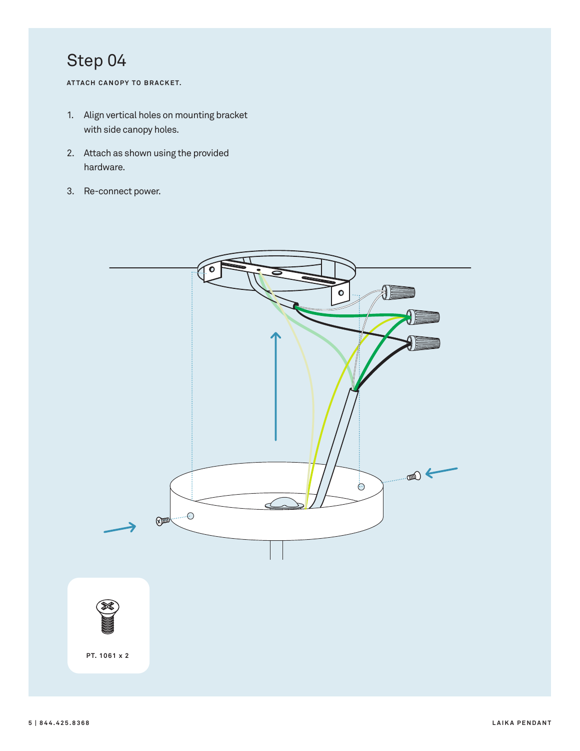# Step 04

**ATTACH CANOPY TO BRACKET.**

1. Align vertical holes on mounting bracket with side canopy holes.
2. Attach as shown using the provided hardware.
3. Re-connect power.

**PT. 1061 x 2**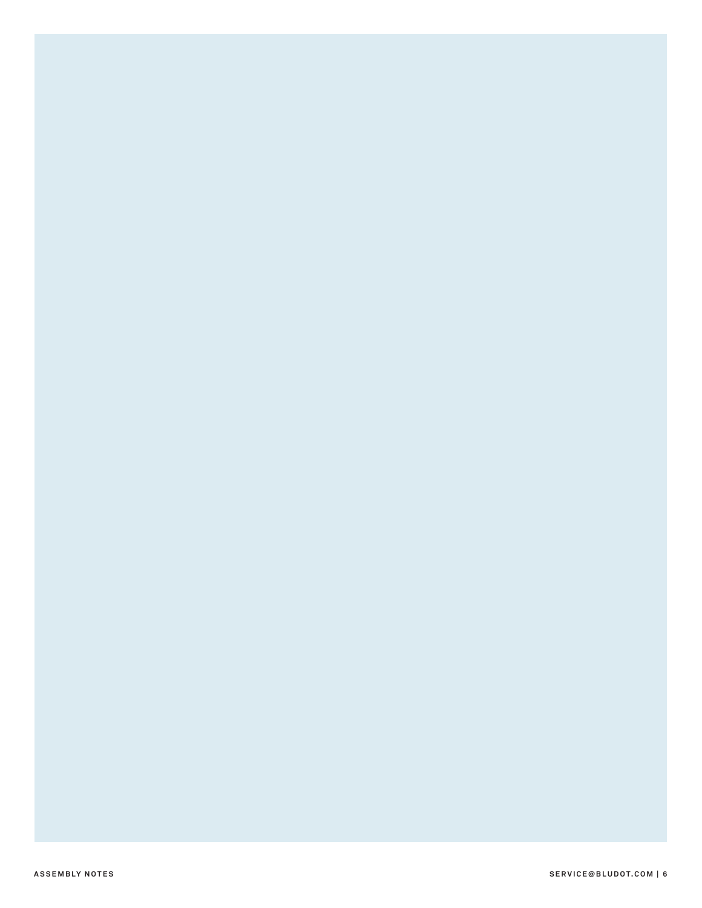ASSEMBLY NOTES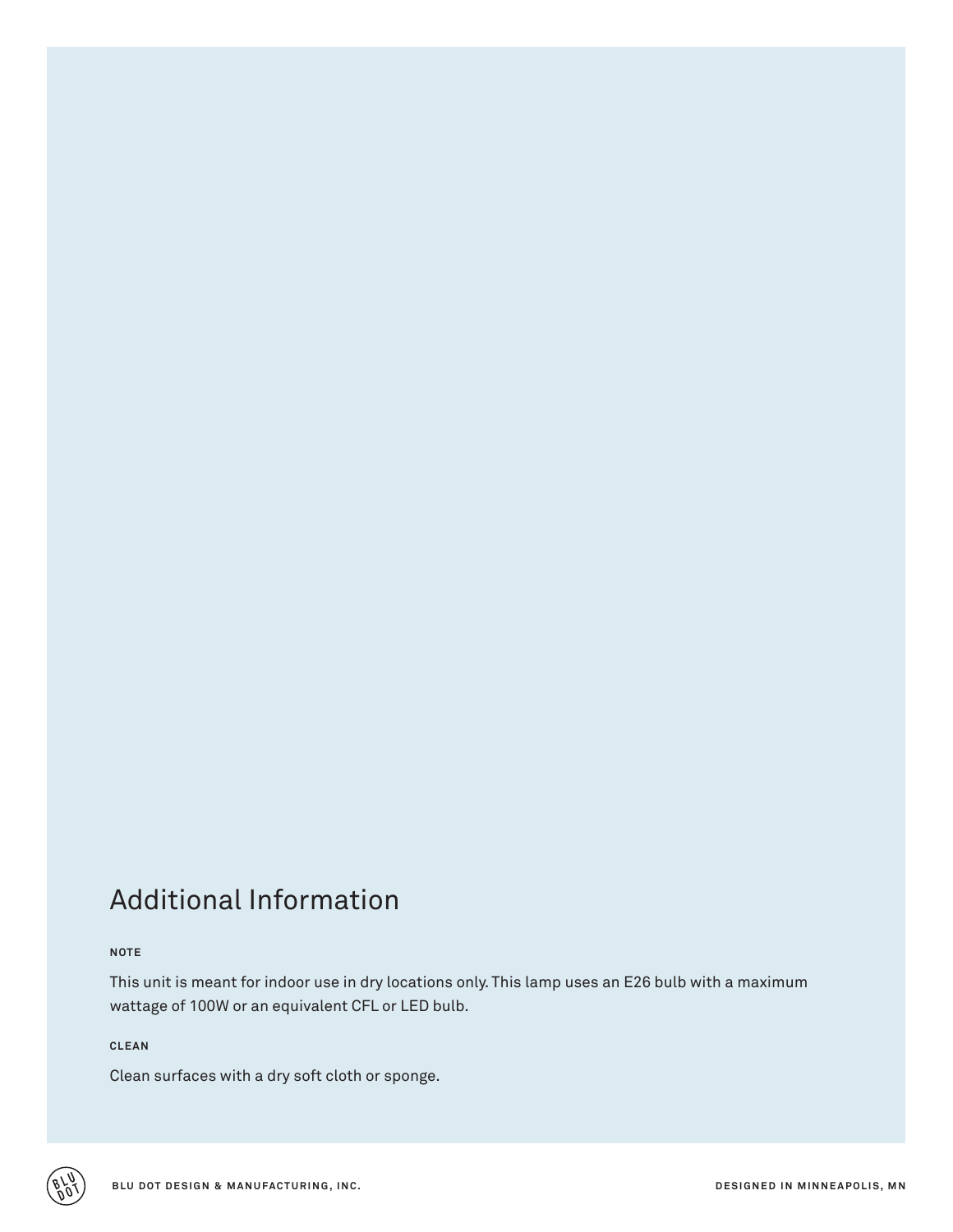## Additional Information

**NOTE**

This unit is meant for indoor use in dry locations only. This lamp uses an E26 bulb with a maximum wattage of 100W or an equivalent CFL or LED bulb.

**CLEAN**

Clean surfaces with a dry soft cloth or sponge.